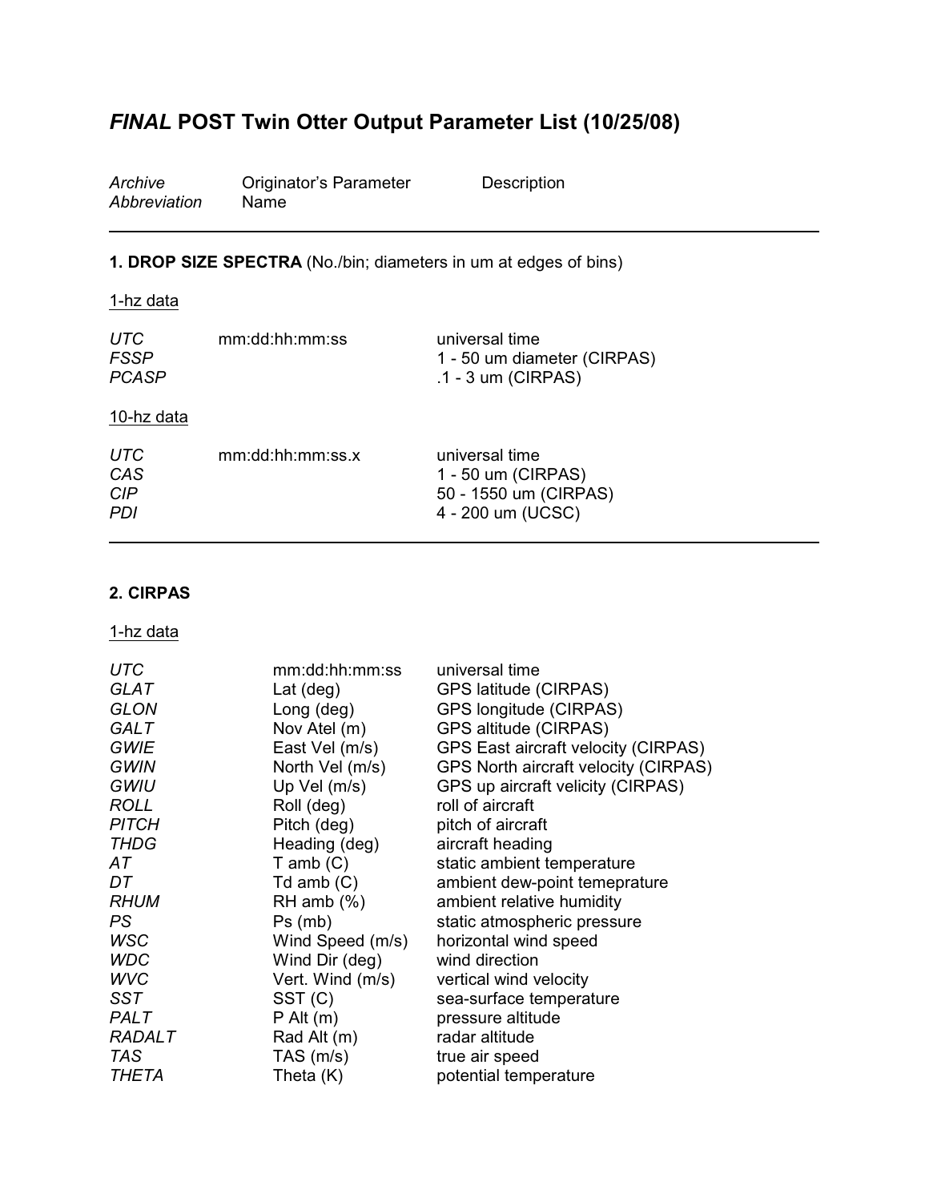# *FINAL* POST Twin Otter Output Parameter List (10/25/08)

| *Archive Abbreviation* | *Originator's Parameter Name* | *Description* |
|---|---|---|

---

### 1. DROP SIZE SPECTRA (No./bin; diameters in um at edges of bins)

1-hz data

| | | |
|---|---|---|
| *UTC* | mm:dd:hh:mm:ss | universal time |
| *FSSP* | | 1 - 50 um diameter (CIRPAS) |
| *PCASP* | | .1 - 3 um (CIRPAS) |

10-hz data

| | | |
|---|---|---|
| *UTC* | mm:dd:hh:mm:ss.x | universal time |
| *CAS* | | 1 - 50 um (CIRPAS) |
| *CIP* | | 50 - 1550 um (CIRPAS) |
| *PDI* | | 4 - 200 um (UCSC) |

---

### 2. CIRPAS

1-hz data

| | | |
|---|---|---|
| *UTC* | mm:dd:hh:mm:ss | universal time |
| *GLAT* | Lat (deg) | GPS latitude (CIRPAS) |
| *GLON* | Long (deg) | GPS longitude (CIRPAS) |
| *GALT* | Nov Atel (m) | GPS altitude (CIRPAS) |
| *GWIE* | East Vel (m/s) | GPS East aircraft velocity (CIRPAS) |
| *GWIN* | North Vel (m/s) | GPS North aircraft velocity (CIRPAS) |
| *GWIU* | Up Vel (m/s) | GPS up aircraft velicity (CIRPAS) |
| *ROLL* | Roll (deg) | roll of aircraft |
| *PITCH* | Pitch (deg) | pitch of aircraft |
| *THDG* | Heading (deg) | aircraft heading |
| *AT* | T amb (C) | static ambient temperature |
| *DT* | Td amb (C) | ambient dew-point temeprature |
| *RHUM* | RH amb (%) | ambient relative humidity |
| *PS* | Ps (mb) | static atmospheric pressure |
| *WSC* | Wind Speed (m/s) | horizontal wind speed |
| *WDC* | Wind Dir (deg) | wind direction |
| *WVC* | Vert. Wind (m/s) | vertical wind velocity |
| *SST* | SST (C) | sea-surface temperature |
| *PALT* | P Alt (m) | pressure altitude |
| *RADALT* | Rad Alt (m) | radar altitude |
| *TAS* | TAS (m/s) | true air speed |
| *THETA* | Theta (K) | potential temperature |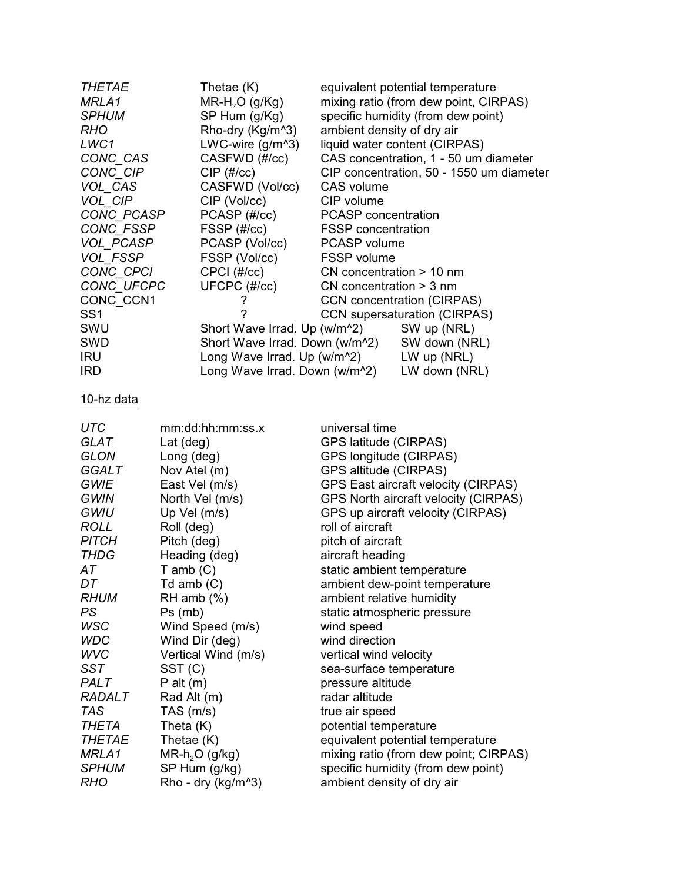| | | |
|---|---|---|
| *THETAE* | Thetae (K) | equivalent potential temperature |
| *MRLA1* | MR-$H_2O$ (g/Kg) | mixing ratio (from dew point, CIRPAS) |
| *SPHUM* | SP Hum (g/Kg) | specific humidity (from dew point) |
| *RHO* | Rho-dry (Kg/m^3) | ambient density of dry air |
| *LWC1* | LWC-wire (g/m^3) | liquid water content (CIRPAS) |
| *CONC_CAS* | CASFWD (#/cc) | CAS concentration, 1 - 50 um diameter |
| *CONC_CIP* | CIP (#/cc) | CIP concentration, 50 - 1550 um diameter |
| *VOL_CAS* | CASFWD (Vol/cc) | CAS volume |
| *VOL_CIP* | CIP (Vol/cc) | CIP volume |
| *CONC_PCASP* | PCASP (#/cc) | PCASP concentration |
| *CONC_FSSP* | FSSP (#/cc) | FSSP concentration |
| *VOL_PCASP* | PCASP (Vol/cc) | PCASP volume |
| *VOL_FSSP* | FSSP (Vol/cc) | FSSP volume |
| *CONC_CPCI* | CPCI (#/cc) | CN concentration > 10 nm |
| *CONC_UFCPC* | UFCPC (#/cc) | CN concentration > 3 nm |
| CONC_CCN1 | ? | CCN concentration (CIRPAS) |
| SS1 | ? | CCN supersaturation (CIRPAS) |
| SWU | Short Wave Irrad. Up (w/m^2) | SW up (NRL) |
| SWD | Short Wave Irrad. Down (w/m^2) | SW down (NRL) |
| IRU | Long Wave Irrad. Up (w/m^2) | LW up (NRL) |
| IRD | Long Wave Irrad. Down (w/m^2) | LW down (NRL) |

10-hz data

| | | |
|---|---|---|
| *UTC* | mm:dd:hh:mm:ss.x | universal time |
| *GLAT* | Lat (deg) | GPS latitude (CIRPAS) |
| *GLON* | Long (deg) | GPS longitude (CIRPAS) |
| *GGALT* | Nov Atel (m) | GPS altitude (CIRPAS) |
| *GWIE* | East Vel (m/s) | GPS East aircraft velocity (CIRPAS) |
| *GWIN* | North Vel (m/s) | GPS North aircraft velocity (CIRPAS) |
| *GWIU* | Up Vel (m/s) | GPS up aircraft velocity (CIRPAS) |
| *ROLL* | Roll (deg) | roll of aircraft |
| *PITCH* | Pitch (deg) | pitch of aircraft |
| *THDG* | Heading (deg) | aircraft heading |
| *AT* | T amb (C) | static ambient temperature |
| *DT* | Td amb (C) | ambient dew-point temperature |
| *RHUM* | RH amb (%) | ambient relative humidity |
| *PS* | Ps (mb) | static atmospheric pressure |
| *WSC* | Wind Speed (m/s) | wind speed |
| *WDC* | Wind Dir (deg) | wind direction |
| *WVC* | Vertical Wind (m/s) | vertical wind velocity |
| *SST* | SST (C) | sea-surface temperature |
| *PALT* | P alt (m) | pressure altitude |
| *RADALT* | Rad Alt (m) | radar altitude |
| *TAS* | TAS (m/s) | true air speed |
| *THETA* | Theta (K) | potential temperature |
| *THETAE* | Thetae (K) | equivalent potential temperature |
| *MRLA1* | MR-$h_2O$ (g/kg) | mixing ratio (from dew point; CIRPAS) |
| *SPHUM* | SP Hum (g/kg) | specific humidity (from dew point) |
| *RHO* | Rho - dry (kg/m^3) | ambient density of dry air |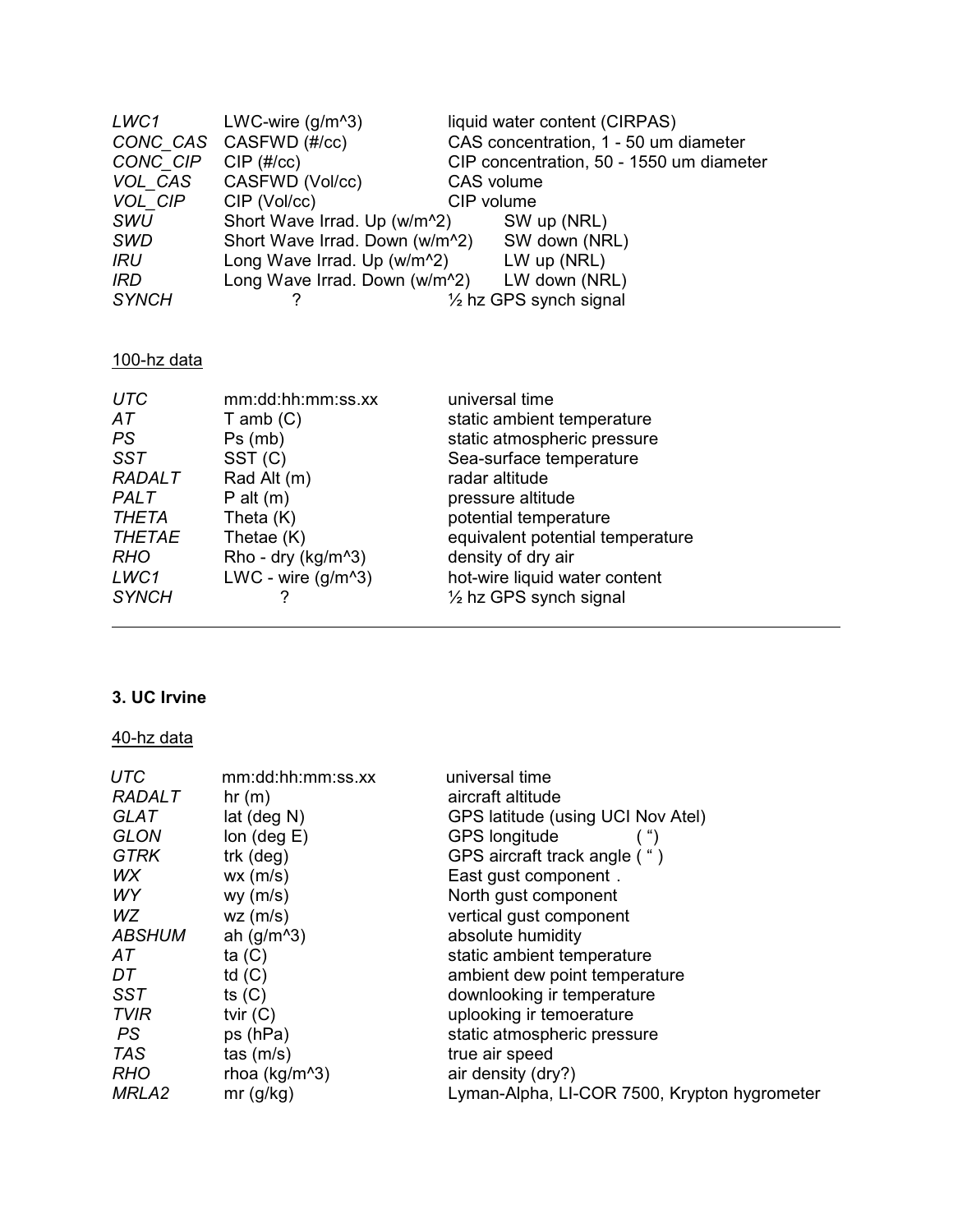| | | |
|---|---|---|
| *LWC1* | LWC-wire (g/m^3) | liquid water content (CIRPAS) |
| *CONC_CAS* | CASFWD (#/cc) | CAS concentration, 1 - 50 um diameter |
| *CONC_CIP* | CIP (#/cc) | CIP concentration, 50 - 1550 um diameter |
| *VOL_CAS* | CASFWD (Vol/cc) | CAS volume |
| *VOL_CIP* | CIP (Vol/cc) | CIP volume |
| *SWU* | Short Wave Irrad. Up (w/m^2) | SW up (NRL) |
| *SWD* | Short Wave Irrad. Down (w/m^2) | SW down (NRL) |
| *IRU* | Long Wave Irrad. Up (w/m^2) | LW up (NRL) |
| *IRD* | Long Wave Irrad. Down (w/m^2) | LW down (NRL) |
| *SYNCH* | ? | ½ hz GPS synch signal |

<u>100-hz data</u>

| | | |
|---|---|---|
| *UTC* | mm:dd:hh:mm:ss.xx | universal time |
| *AT* | T amb (C) | static ambient temperature |
| *PS* | Ps (mb) | static atmospheric pressure |
| *SST* | SST (C) | Sea-surface temperature |
| *RADALT* | Rad Alt (m) | radar altitude |
| *PALT* | P alt (m) | pressure altitude |
| *THETA* | Theta (K) | potential temperature |
| *THETAE* | Thetae (K) | equivalent potential temperature |
| *RHO* | Rho - dry (kg/m^3) | density of dry air |
| *LWC1* | LWC - wire (g/m^3) | hot-wire liquid water content |
| *SYNCH* | ? | ½ hz GPS synch signal |

---

**3. UC Irvine**

<u>40-hz data</u>

| | | |
|---|---|---|
| *UTC* | mm:dd:hh:mm:ss.xx | universal time |
| *RADALT* | hr (m) | aircraft altitude |
| *GLAT* | lat (deg N) | GPS latitude (using UCI Nov Atel) |
| *GLON* | lon (deg E) | GPS longitude ( “) |
| *GTRK* | trk (deg) | GPS aircraft track angle ( “ ) |
| *WX* | wx (m/s) | East gust component . |
| *WY* | wy (m/s) | North gust component |
| *WZ* | wz (m/s) | vertical gust component |
| *ABSHUM* | ah (g/m^3) | absolute humidity |
| *AT* | ta (C) | static ambient temperature |
| *DT* | td (C) | ambient dew point temperature |
| *SST* | ts (C) | downlooking ir temperature |
| *TVIR* | tvir (C) | uplooking ir temoerature |
| *PS* | ps (hPa) | static atmospheric pressure |
| *TAS* | tas (m/s) | true air speed |
| *RHO* | rhoa (kg/m^3) | air density (dry?) |
| *MRLA2* | mr (g/kg) | Lyman-Alpha, LI-COR 7500, Krypton hygrometer |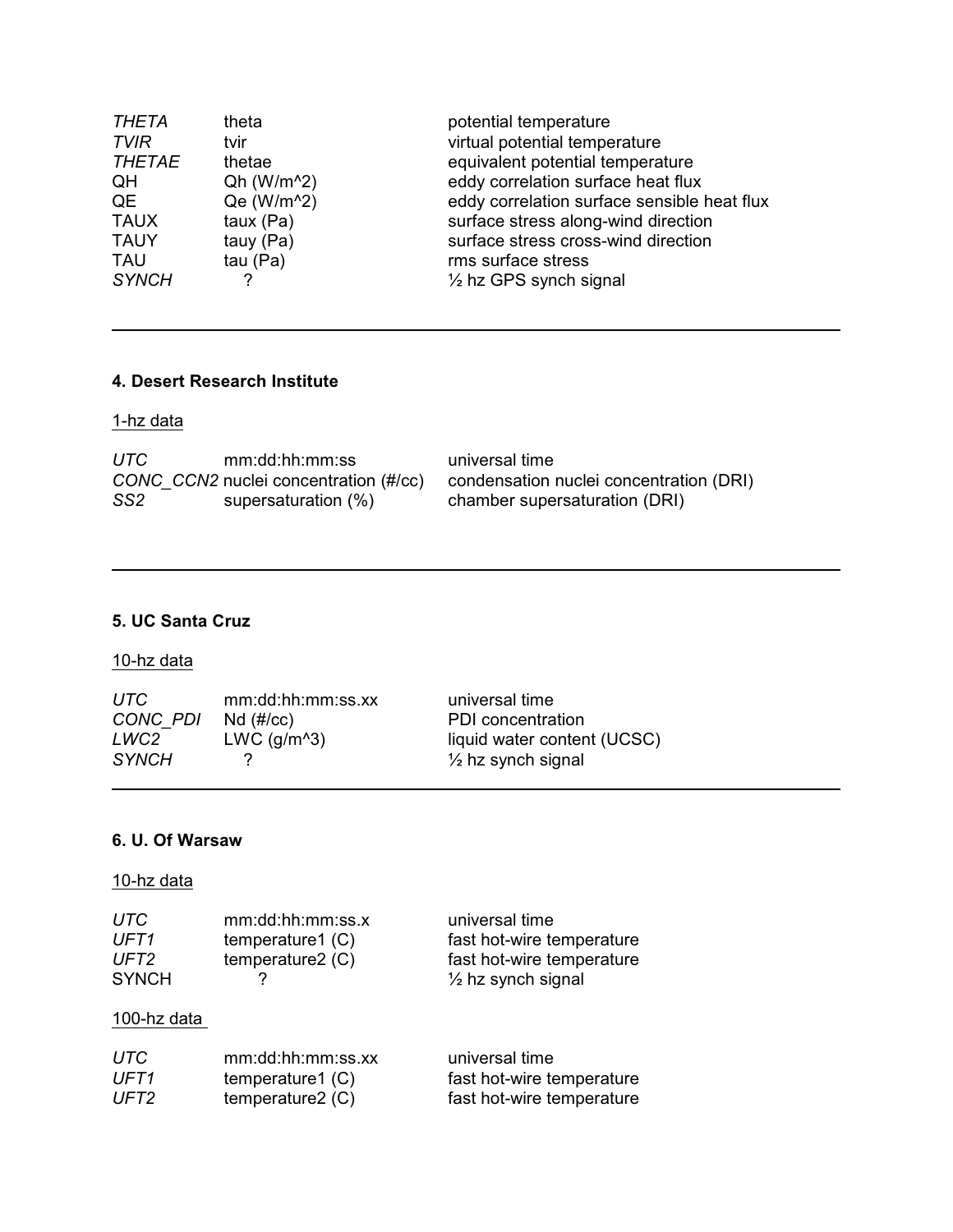| | | |
|---|---|---|
| *THETA* | theta | potential temperature |
| *TVIR* | tvir | virtual potential temperature |
| *THETAE* | thetae | equivalent potential temperature |
| QH | Qh (W/m^2) | eddy correlation surface heat flux |
| QE | Qe (W/m^2) | eddy correlation surface sensible heat flux |
| TAUX | taux (Pa) | surface stress along-wind direction |
| TAUY | tauy (Pa) | surface stress cross-wind direction |
| TAU | tau (Pa) | rms surface stress |
| *SYNCH* | ? | ½ hz GPS synch signal |

---

### 4. Desert Research Institute

<u>1-hz data</u>

| | | |
|---|---|---|
| *UTC* | mm:dd:hh:mm:ss | universal time |
| *CONC_CCN2* | nuclei concentration (#/cc) | condensation nuclei concentration (DRI) |
| *SS2* | supersaturation (%) | chamber supersaturation (DRI) |

---

### 5. UC Santa Cruz

<u>10-hz data</u>

| | | |
|---|---|---|
| *UTC* | mm:dd:hh:mm:ss.xx | universal time |
| *CONC_PDI* | Nd (#/cc) | PDI concentration |
| *LWC2* | LWC (g/m^3) | liquid water content (UCSC) |
| *SYNCH* | ? | ½ hz synch signal |

---

### 6. U. Of Warsaw

<u>10-hz data</u>

| | | |
|---|---|---|
| *UTC* | mm:dd:hh:mm:ss.x | universal time |
| *UFT1* | temperature1 (C) | fast hot-wire temperature |
| *UFT2* | temperature2 (C) | fast hot-wire temperature |
| SYNCH | ? | ½ hz synch signal |

<u>100-hz data</u>

| | | |
|---|---|---|
| *UTC* | mm:dd:hh:mm:ss.xx | universal time |
| *UFT1* | temperature1 (C) | fast hot-wire temperature |
| *UFT2* | temperature2 (C) | fast hot-wire temperature |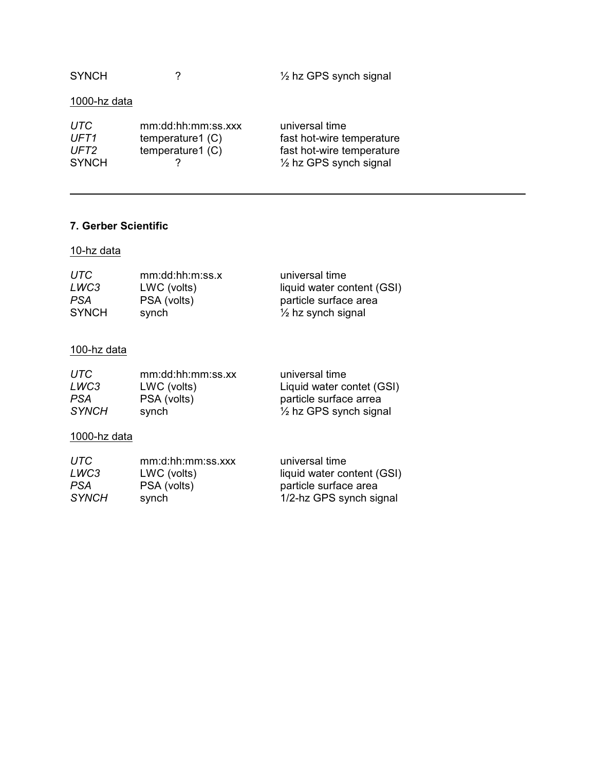| | | |
|---|---|---|
| SYNCH | ? | ½ hz GPS synch signal |

<u>1000-hz data</u>

| | | |
|---|---|---|
| *UTC* | mm:dd:hh:mm:ss.xxx | universal time |
| *UFT1* | temperature1 (C) | fast hot-wire temperature |
| *UFT2* | temperature1 (C) | fast hot-wire temperature |
| SYNCH | ? | ½ hz GPS synch signal |

---

**7. Gerber Scientific**

<u>10-hz data</u>

| | | |
|---|---|---|
| *UTC* | mm:dd:hh:m:ss.x | universal time |
| *LWC3* | LWC (volts) | liquid water content (GSI) |
| *PSA* | PSA (volts) | particle surface area |
| SYNCH | synch | ½ hz synch signal |

<u>100-hz data</u>

| | | |
|---|---|---|
| *UTC* | mm:dd:hh:mm:ss.xx | universal time |
| *LWC3* | LWC (volts) | Liquid water contet (GSI) |
| *PSA* | PSA (volts) | particle surface arrea |
| *SYNCH* | synch | ½ hz GPS synch signal |

<u>1000-hz data</u>

| | | |
|---|---|---|
| *UTC* | mm:d:hh:mm:ss.xxx | universal time |
| *LWC3* | LWC (volts) | liquid water content (GSI) |
| *PSA* | PSA (volts) | particle surface area |
| *SYNCH* | synch | 1/2-hz GPS synch signal |